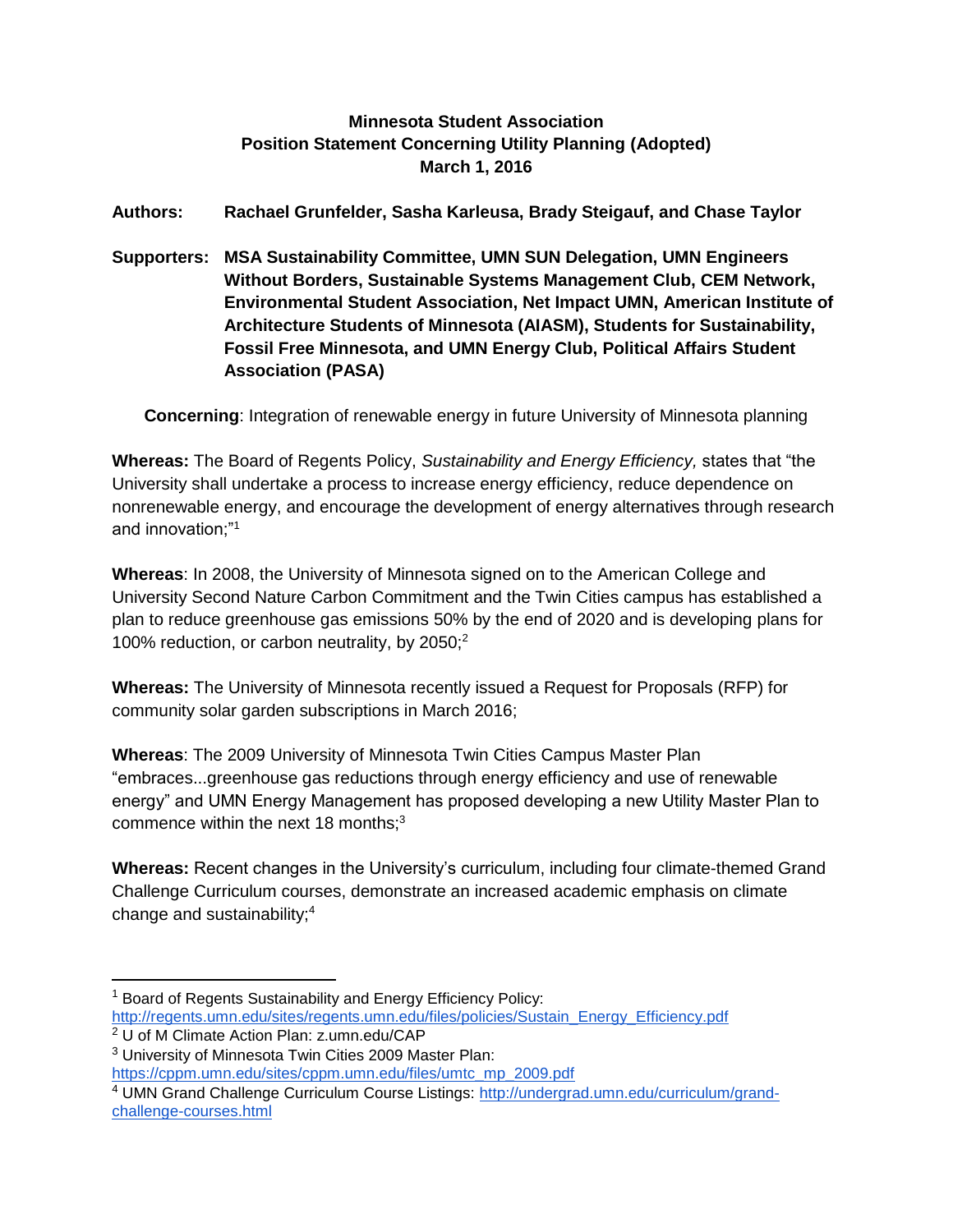**Minnesota Student Association**
**Position Statement Concerning Utility Planning (Adopted)**
**March 1, 2016**

**Authors:** **Rachael Grunfelder, Sasha Karleusa, Brady Steigauf, and Chase Taylor**

**Supporters:** **MSA Sustainability Committee, UMN SUN Delegation, UMN Engineers Without Borders, Sustainable Systems Management Club, CEM Network, Environmental Student Association, Net Impact UMN, American Institute of Architecture Students of Minnesota (AIASM), Students for Sustainability, Fossil Free Minnesota, and UMN Energy Club, Political Affairs Student Association (PASA)**

**Concerning**: Integration of renewable energy in future University of Minnesota planning

**Whereas:** The Board of Regents Policy, *Sustainability and Energy Efficiency,* states that "the University shall undertake a process to increase energy efficiency, reduce dependence on nonrenewable energy, and encourage the development of energy alternatives through research and innovation;"[1]

**Whereas**: In 2008, the University of Minnesota signed on to the American College and University Second Nature Carbon Commitment and the Twin Cities campus has established a plan to reduce greenhouse gas emissions 50% by the end of 2020 and is developing plans for 100% reduction, or carbon neutrality, by 2050;[2]

**Whereas:** The University of Minnesota recently issued a Request for Proposals (RFP) for community solar garden subscriptions in March 2016;

**Whereas**: The 2009 University of Minnesota Twin Cities Campus Master Plan "embraces...greenhouse gas reductions through energy efficiency and use of renewable energy" and UMN Energy Management has proposed developing a new Utility Master Plan to commence within the next 18 months;[3]

**Whereas:** Recent changes in the University's curriculum, including four climate-themed Grand Challenge Curriculum courses, demonstrate an increased academic emphasis on climate change and sustainability;[4]

---

[1] Board of Regents Sustainability and Energy Efficiency Policy: http://regents.umn.edu/sites/regents.umn.edu/files/policies/Sustain_Energy_Efficiency.pdf

[2] U of M Climate Action Plan: z.umn.edu/CAP

[3] University of Minnesota Twin Cities 2009 Master Plan: https://cppm.umn.edu/sites/cppm.umn.edu/files/umtc_mp_2009.pdf

[4] UMN Grand Challenge Curriculum Course Listings: http://undergrad.umn.edu/curriculum/grand-challenge-courses.html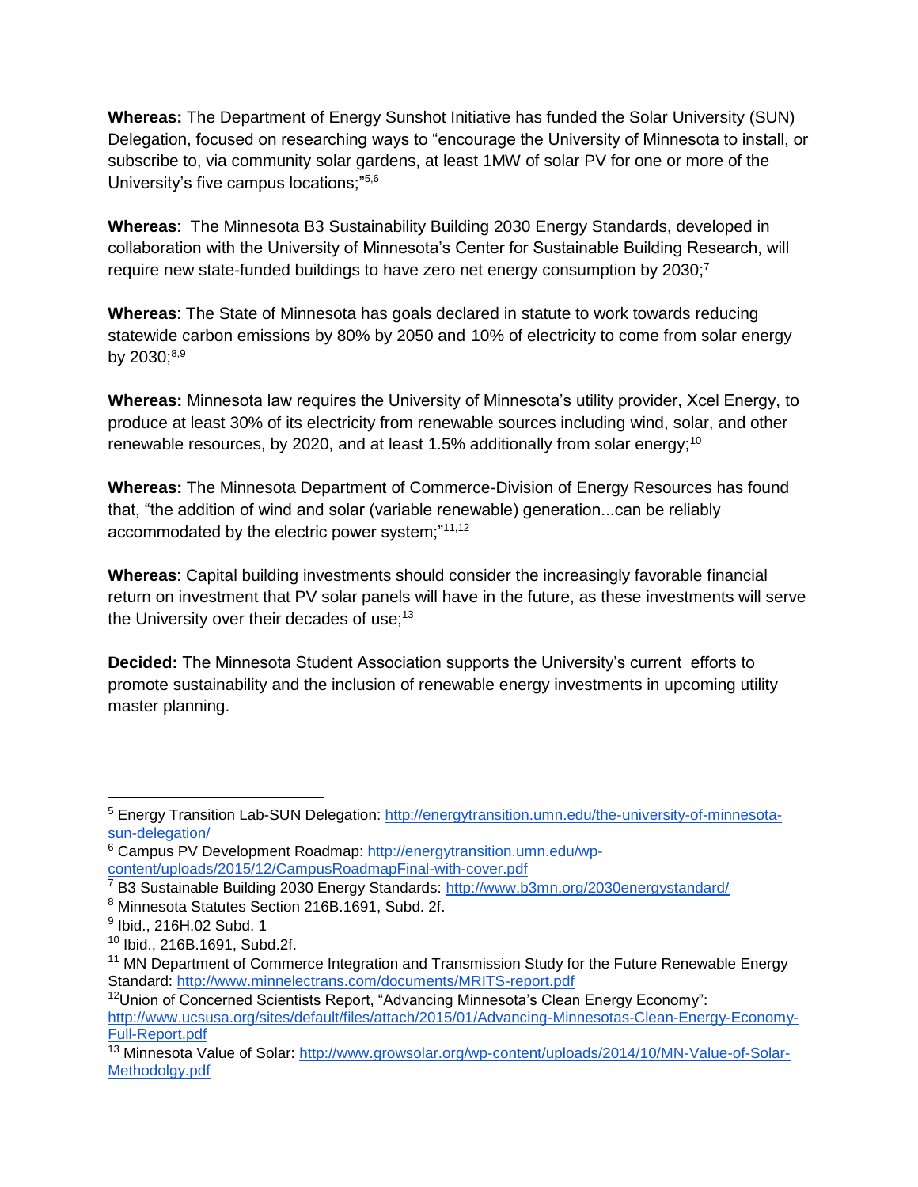**Whereas:** The Department of Energy Sunshot Initiative has funded the Solar University (SUN) Delegation, focused on researching ways to "encourage the University of Minnesota to install, or subscribe to, via community solar gardens, at least 1MW of solar PV for one or more of the University's five campus locations;"[5,6]

**Whereas**: The Minnesota B3 Sustainability Building 2030 Energy Standards, developed in collaboration with the University of Minnesota's Center for Sustainable Building Research, will require new state-funded buildings to have zero net energy consumption by 2030;[7]

**Whereas**: The State of Minnesota has goals declared in statute to work towards reducing statewide carbon emissions by 80% by 2050 and 10% of electricity to come from solar energy by 2030;[8,9]

**Whereas:** Minnesota law requires the University of Minnesota's utility provider, Xcel Energy, to produce at least 30% of its electricity from renewable sources including wind, solar, and other renewable resources, by 2020, and at least 1.5% additionally from solar energy;[10]

**Whereas:** The Minnesota Department of Commerce-Division of Energy Resources has found that, "the addition of wind and solar (variable renewable) generation...can be reliably accommodated by the electric power system;"[11,12]

**Whereas**: Capital building investments should consider the increasingly favorable financial return on investment that PV solar panels will have in the future, as these investments will serve the University over their decades of use;[13]

**Decided:** The Minnesota Student Association supports the University's current efforts to promote sustainability and the inclusion of renewable energy investments in upcoming utility master planning.

---

[5] Energy Transition Lab-SUN Delegation: http://energytransition.umn.edu/the-university-of-minnesota-sun-delegation/

[6] Campus PV Development Roadmap: http://energytransition.umn.edu/wp-content/uploads/2015/12/CampusRoadmapFinal-with-cover.pdf

[7] B3 Sustainable Building 2030 Energy Standards: http://www.b3mn.org/2030energystandard/

[8] Minnesota Statutes Section 216B.1691, Subd. 2f.

[9] Ibid., 216H.02 Subd. 1

[10] Ibid., 216B.1691, Subd.2f.

[11] MN Department of Commerce Integration and Transmission Study for the Future Renewable Energy Standard: http://www.minnelectrans.com/documents/MRITS-report.pdf

[12] Union of Concerned Scientists Report, "Advancing Minnesota's Clean Energy Economy": http://www.ucsusa.org/sites/default/files/attach/2015/01/Advancing-Minnesotas-Clean-Energy-Economy-Full-Report.pdf

[13] Minnesota Value of Solar: http://www.growsolar.org/wp-content/uploads/2014/10/MN-Value-of-Solar-Methodolgy.pdf